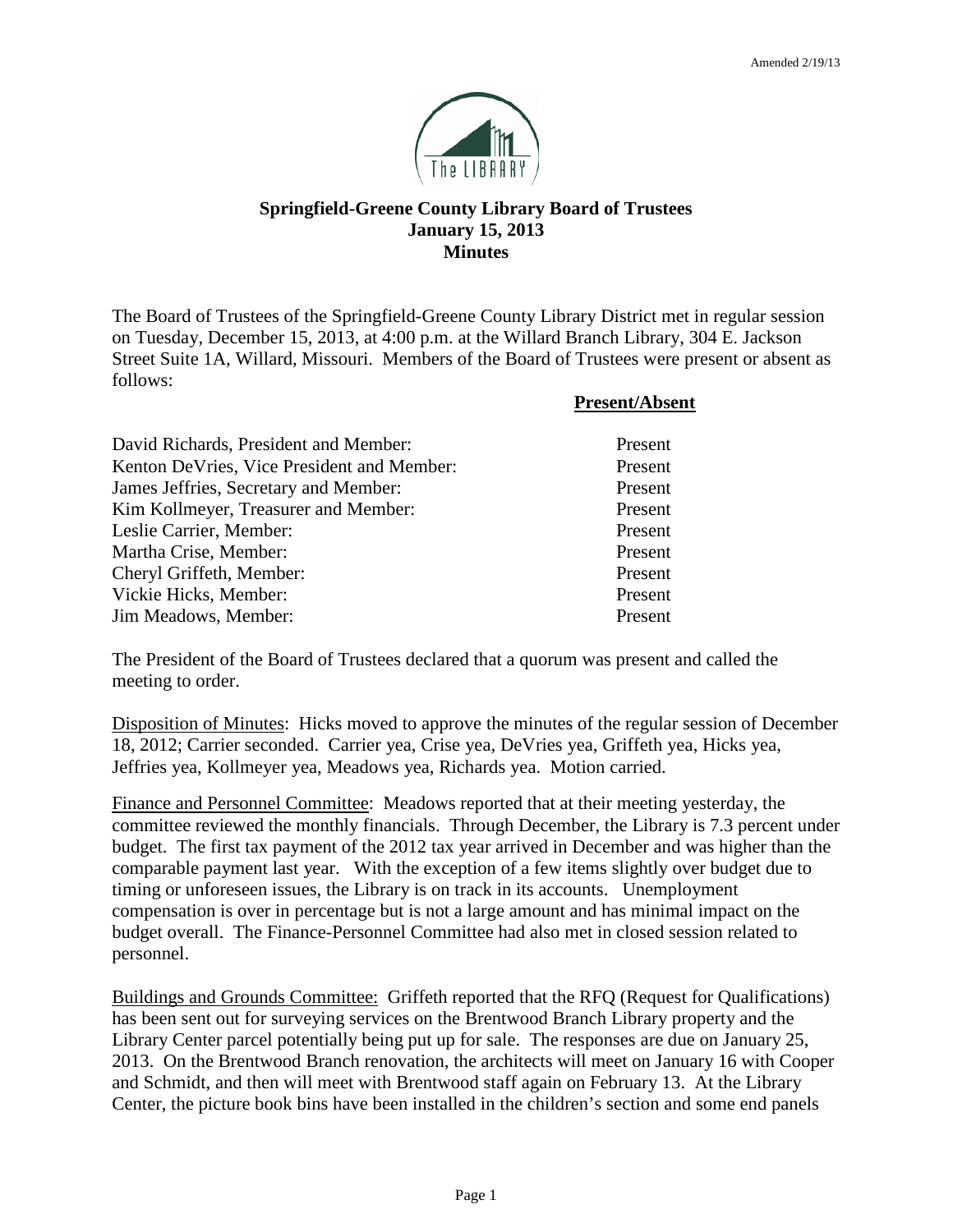Amended 2/19/13

# Springfield-Greene County Library Board of Trustees
## January 15, 2013
## Minutes

The Board of Trustees of the Springfield-Greene County Library District met in regular session on Tuesday, December 15, 2013, at 4:00 p.m. at the Willard Branch Library, 304 E. Jackson Street Suite 1A, Willard, Missouri. Members of the Board of Trustees were present or absent as follows:

| | **Present/Absent** |
|---|---|
| David Richards, President and Member: | Present |
| Kenton DeVries, Vice President and Member: | Present |
| James Jeffries, Secretary and Member: | Present |
| Kim Kollmeyer, Treasurer and Member: | Present |
| Leslie Carrier, Member: | Present |
| Martha Crise, Member: | Present |
| Cheryl Griffeth, Member: | Present |
| Vickie Hicks, Member: | Present |
| Jim Meadows, Member: | Present |

The President of the Board of Trustees declared that a quorum was present and called the meeting to order.

Disposition of Minutes: Hicks moved to approve the minutes of the regular session of December 18, 2012; Carrier seconded. Carrier yea, Crise yea, DeVries yea, Griffeth yea, Hicks yea, Jeffries yea, Kollmeyer yea, Meadows yea, Richards yea. Motion carried.

Finance and Personnel Committee: Meadows reported that at their meeting yesterday, the committee reviewed the monthly financials. Through December, the Library is 7.3 percent under budget. The first tax payment of the 2012 tax year arrived in December and was higher than the comparable payment last year. With the exception of a few items slightly over budget due to timing or unforeseen issues, the Library is on track in its accounts. Unemployment compensation is over in percentage but is not a large amount and has minimal impact on the budget overall. The Finance-Personnel Committee had also met in closed session related to personnel.

Buildings and Grounds Committee: Griffeth reported that the RFQ (Request for Qualifications) has been sent out for surveying services on the Brentwood Branch Library property and the Library Center parcel potentially being put up for sale. The responses are due on January 25, 2013. On the Brentwood Branch renovation, the architects will meet on January 16 with Cooper and Schmidt, and then will meet with Brentwood staff again on February 13. At the Library Center, the picture book bins have been installed in the children's section and some end panels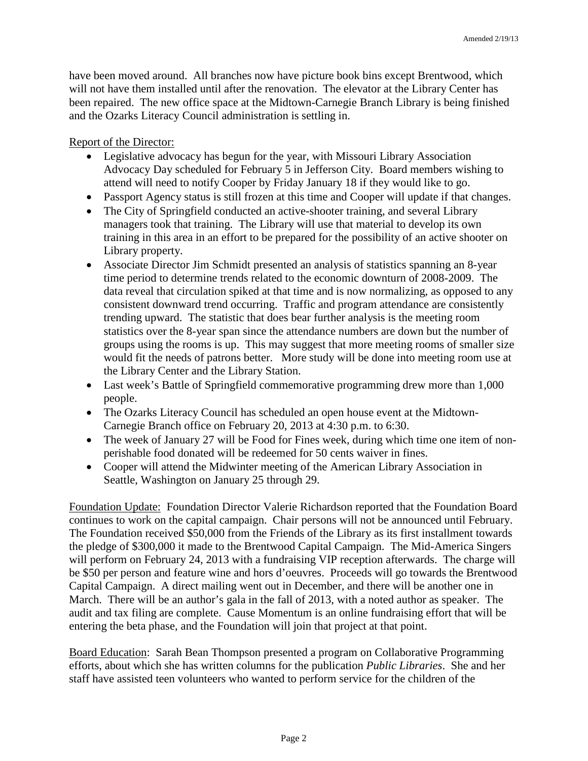have been moved around. All branches now have picture book bins except Brentwood, which will not have them installed until after the renovation. The elevator at the Library Center has been repaired. The new office space at the Midtown-Carnegie Branch Library is being finished and the Ozarks Literacy Council administration is settling in.

Report of the Director:

- Legislative advocacy has begun for the year, with Missouri Library Association Advocacy Day scheduled for February 5 in Jefferson City. Board members wishing to attend will need to notify Cooper by Friday January 18 if they would like to go.
- Passport Agency status is still frozen at this time and Cooper will update if that changes.
- The City of Springfield conducted an active-shooter training, and several Library managers took that training. The Library will use that material to develop its own training in this area in an effort to be prepared for the possibility of an active shooter on Library property.
- Associate Director Jim Schmidt presented an analysis of statistics spanning an 8-year time period to determine trends related to the economic downturn of 2008-2009. The data reveal that circulation spiked at that time and is now normalizing, as opposed to any consistent downward trend occurring. Traffic and program attendance are consistently trending upward. The statistic that does bear further analysis is the meeting room statistics over the 8-year span since the attendance numbers are down but the number of groups using the rooms is up. This may suggest that more meeting rooms of smaller size would fit the needs of patrons better. More study will be done into meeting room use at the Library Center and the Library Station.
- Last week's Battle of Springfield commemorative programming drew more than 1,000 people.
- The Ozarks Literacy Council has scheduled an open house event at the Midtown-Carnegie Branch office on February 20, 2013 at 4:30 p.m. to 6:30.
- The week of January 27 will be Food for Fines week, during which time one item of non-perishable food donated will be redeemed for 50 cents waiver in fines.
- Cooper will attend the Midwinter meeting of the American Library Association in Seattle, Washington on January 25 through 29.

Foundation Update: Foundation Director Valerie Richardson reported that the Foundation Board continues to work on the capital campaign. Chair persons will not be announced until February. The Foundation received $50,000 from the Friends of the Library as its first installment towards the pledge of $300,000 it made to the Brentwood Capital Campaign. The Mid-America Singers will perform on February 24, 2013 with a fundraising VIP reception afterwards. The charge will be $50 per person and feature wine and hors d'oeuvres. Proceeds will go towards the Brentwood Capital Campaign. A direct mailing went out in December, and there will be another one in March. There will be an author's gala in the fall of 2013, with a noted author as speaker. The audit and tax filing are complete. Cause Momentum is an online fundraising effort that will be entering the beta phase, and the Foundation will join that project at that point.

Board Education: Sarah Bean Thompson presented a program on Collaborative Programming efforts, about which she has written columns for the publication *Public Libraries*. She and her staff have assisted teen volunteers who wanted to perform service for the children of the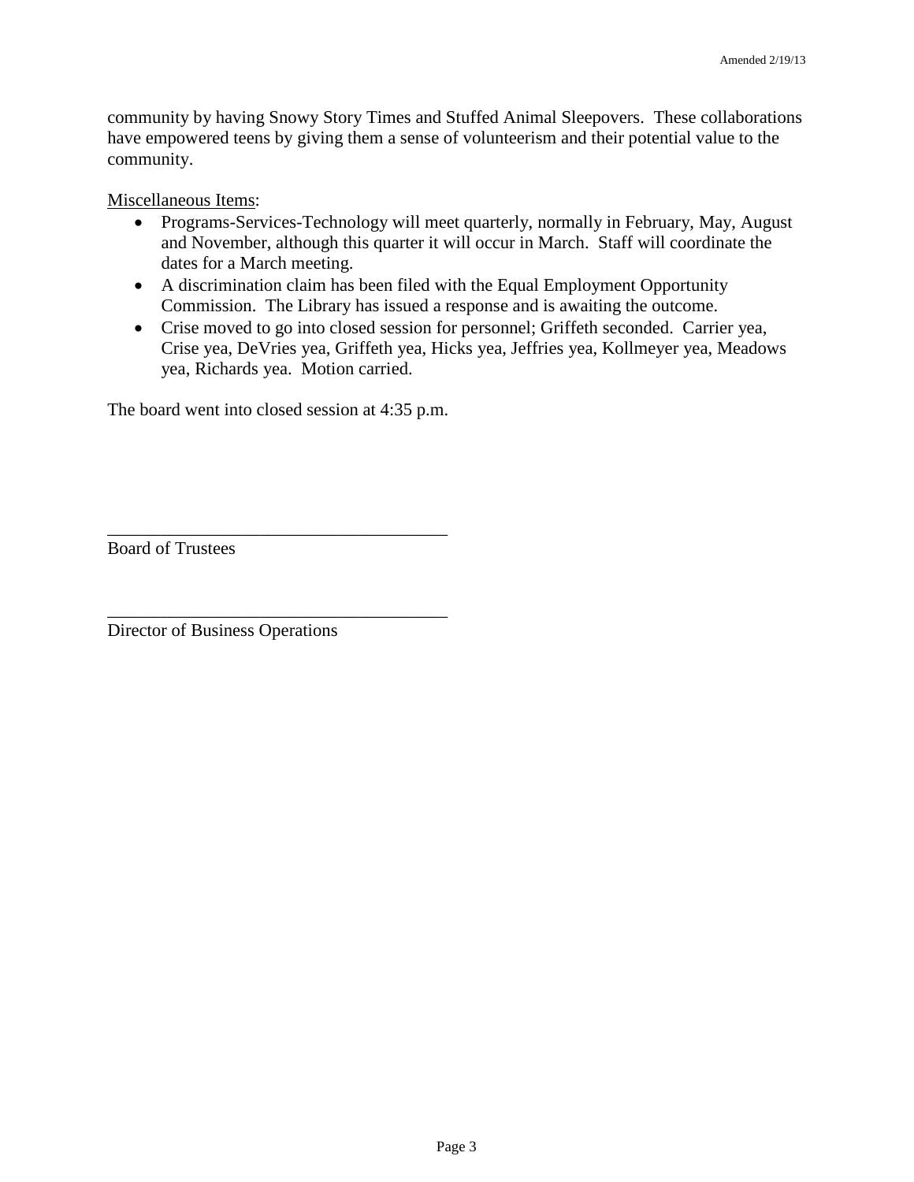community by having Snowy Story Times and Stuffed Animal Sleepovers. These collaborations have empowered teens by giving them a sense of volunteerism and their potential value to the community.

<u>Miscellaneous Items</u>:

- Programs-Services-Technology will meet quarterly, normally in February, May, August and November, although this quarter it will occur in March. Staff will coordinate the dates for a March meeting.
- A discrimination claim has been filed with the Equal Employment Opportunity Commission. The Library has issued a response and is awaiting the outcome.
- Crise moved to go into closed session for personnel; Griffeth seconded. Carrier yea, Crise yea, DeVries yea, Griffeth yea, Hicks yea, Jeffries yea, Kollmeyer yea, Meadows yea, Richards yea. Motion carried.

The board went into closed session at 4:35 p.m.

\_\_\_\_\_\_\_\_\_\_\_\_\_\_\_\_\_\_\_\_\_\_\_\_\_\_\_\_\_\_\_\_\_\_\_\_\_\_
Board of Trustees

\_\_\_\_\_\_\_\_\_\_\_\_\_\_\_\_\_\_\_\_\_\_\_\_\_\_\_\_\_\_\_\_\_\_\_\_\_\_
Director of Business Operations